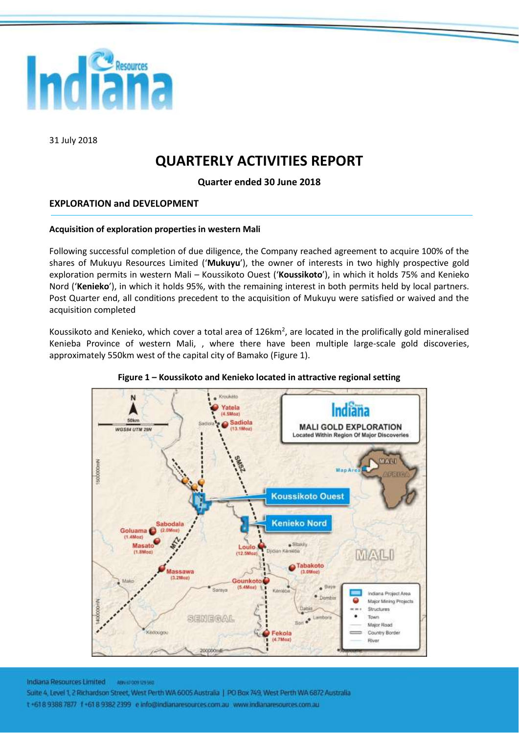31 July 2018

# QUARTERLY ACTIVITIES REPORT

**Quarter ended 30 June 2018**

## EXPLORATION and DEVELOPMENT

### Acquisition of exploration properties in western Mali

Following successful completion of due diligence, the Company reached agreement to acquire 100% of the shares of Mukuyu Resources Limited ('**Mukuyu**'), the owner of interests in two highly prospective gold exploration permits in western Mali – Koussikoto Ouest ('**Koussikoto**'), in which it holds 75% and Kenieko Nord ('**Kenieko**'), in which it holds 95%, with the remaining interest in both permits held by local partners. Post Quarter end, all conditions precedent to the acquisition of Mukuyu were satisfied or waived and the acquisition completed

Koussikoto and Kenieko, which cover a total area of 126km$^2$, are located in the prolifically gold mineralised Kenieba Province of western Mali, , where there have been multiple large-scale gold discoveries, approximately 550km west of the capital city of Bamako (Figure 1).

**Figure 1 – Koussikoto and Kenieko located in attractive regional setting**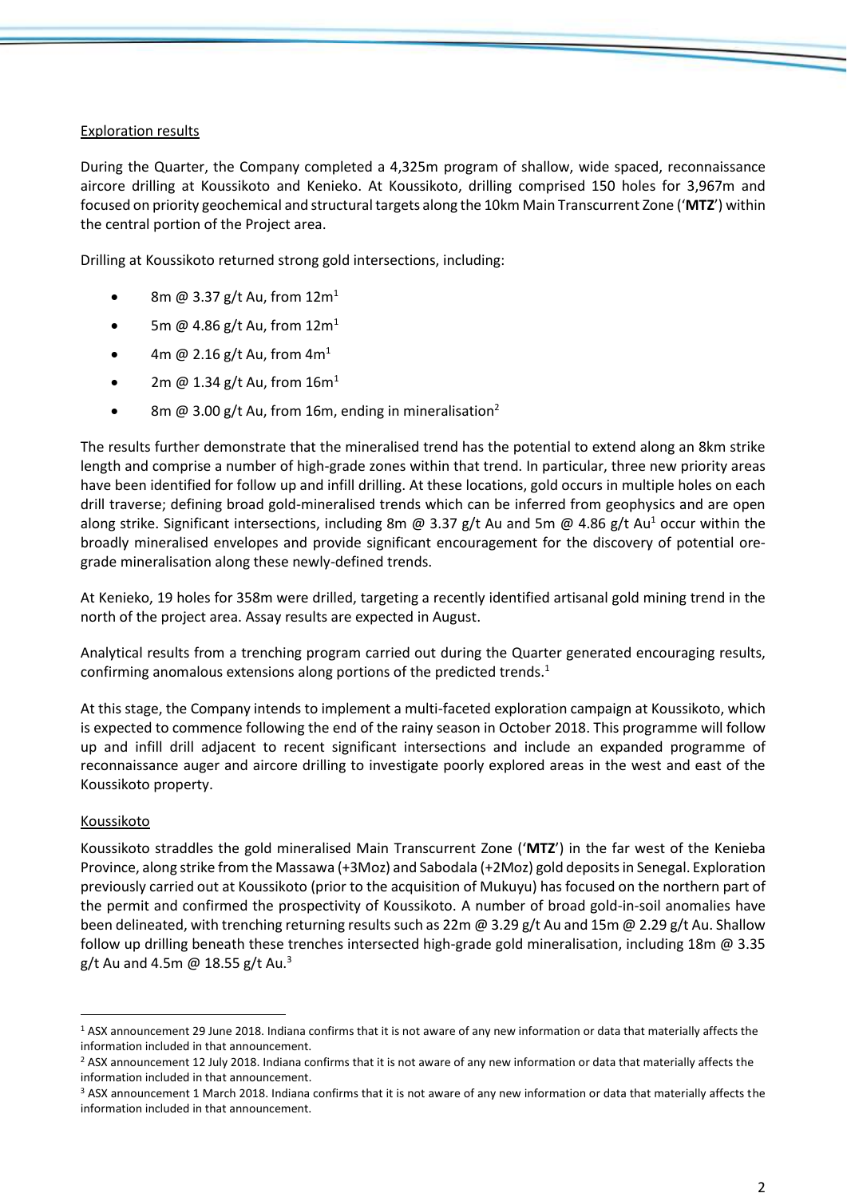## Exploration results

During the Quarter, the Company completed a 4,325m program of shallow, wide spaced, reconnaissance aircore drilling at Koussikoto and Kenieko. At Koussikoto, drilling comprised 150 holes for 3,967m and focused on priority geochemical and structural targets along the 10km Main Transcurrent Zone ('**MTZ**') within the central portion of the Project area.

Drilling at Koussikoto returned strong gold intersections, including:

- 8m @ 3.37 g/t Au, from 12m[1]
- 5m @ 4.86 g/t Au, from 12m[1]
- 4m @ 2.16 g/t Au, from 4m[1]
- 2m @ 1.34 g/t Au, from 16m[1]
- 8m @ 3.00 g/t Au, from 16m, ending in mineralisation[2]

The results further demonstrate that the mineralised trend has the potential to extend along an 8km strike length and comprise a number of high-grade zones within that trend. In particular, three new priority areas have been identified for follow up and infill drilling. At these locations, gold occurs in multiple holes on each drill traverse; defining broad gold-mineralised trends which can be inferred from geophysics and are open along strike. Significant intersections, including 8m @ 3.37 g/t Au and 5m @ 4.86 g/t Au[1] occur within the broadly mineralised envelopes and provide significant encouragement for the discovery of potential ore-grade mineralisation along these newly-defined trends.

At Kenieko, 19 holes for 358m were drilled, targeting a recently identified artisanal gold mining trend in the north of the project area. Assay results are expected in August.

Analytical results from a trenching program carried out during the Quarter generated encouraging results, confirming anomalous extensions along portions of the predicted trends.[1]

At this stage, the Company intends to implement a multi-faceted exploration campaign at Koussikoto, which is expected to commence following the end of the rainy season in October 2018. This programme will follow up and infill drill adjacent to recent significant intersections and include an expanded programme of reconnaissance auger and aircore drilling to investigate poorly explored areas in the west and east of the Koussikoto property.

## Koussikoto

Koussikoto straddles the gold mineralised Main Transcurrent Zone ('**MTZ**') in the far west of the Kenieba Province, along strike from the Massawa (+3Moz) and Sabodala (+2Moz) gold deposits in Senegal. Exploration previously carried out at Koussikoto (prior to the acquisition of Mukuyu) has focused on the northern part of the permit and confirmed the prospectivity of Koussikoto. A number of broad gold-in-soil anomalies have been delineated, with trenching returning results such as 22m @ 3.29 g/t Au and 15m @ 2.29 g/t Au. Shallow follow up drilling beneath these trenches intersected high-grade gold mineralisation, including 18m @ 3.35 g/t Au and 4.5m @ 18.55 g/t Au.[3]

---

[1] ASX announcement 29 June 2018. Indiana confirms that it is not aware of any new information or data that materially affects the information included in that announcement.

[2] ASX announcement 12 July 2018. Indiana confirms that it is not aware of any new information or data that materially affects the information included in that announcement.

[3] ASX announcement 1 March 2018. Indiana confirms that it is not aware of any new information or data that materially affects the information included in that announcement.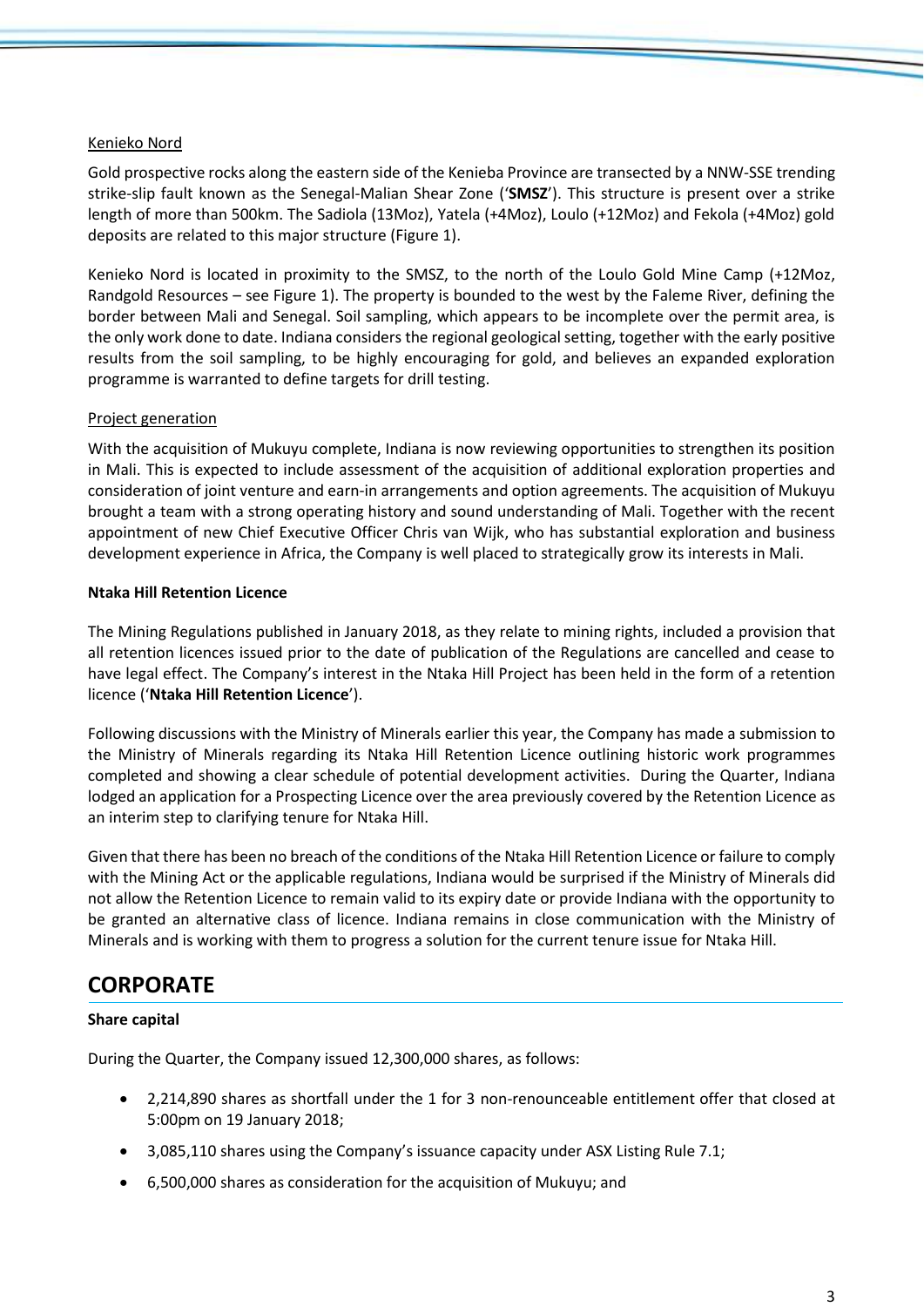Kenieko Nord

Gold prospective rocks along the eastern side of the Kenieba Province are transected by a NNW-SSE trending strike-slip fault known as the Senegal-Malian Shear Zone ('**SMSZ**'). This structure is present over a strike length of more than 500km. The Sadiola (13Moz), Yatela (+4Moz), Loulo (+12Moz) and Fekola (+4Moz) gold deposits are related to this major structure (Figure 1).

Kenieko Nord is located in proximity to the SMSZ, to the north of the Loulo Gold Mine Camp (+12Moz, Randgold Resources – see Figure 1). The property is bounded to the west by the Faleme River, defining the border between Mali and Senegal. Soil sampling, which appears to be incomplete over the permit area, is the only work done to date. Indiana considers the regional geological setting, together with the early positive results from the soil sampling, to be highly encouraging for gold, and believes an expanded exploration programme is warranted to define targets for drill testing.

Project generation

With the acquisition of Mukuyu complete, Indiana is now reviewing opportunities to strengthen its position in Mali. This is expected to include assessment of the acquisition of additional exploration properties and consideration of joint venture and earn-in arrangements and option agreements. The acquisition of Mukuyu brought a team with a strong operating history and sound understanding of Mali. Together with the recent appointment of new Chief Executive Officer Chris van Wijk, who has substantial exploration and business development experience in Africa, the Company is well placed to strategically grow its interests in Mali.

**Ntaka Hill Retention Licence**

The Mining Regulations published in January 2018, as they relate to mining rights, included a provision that all retention licences issued prior to the date of publication of the Regulations are cancelled and cease to have legal effect. The Company's interest in the Ntaka Hill Project has been held in the form of a retention licence ('**Ntaka Hill Retention Licence**').

Following discussions with the Ministry of Minerals earlier this year, the Company has made a submission to the Ministry of Minerals regarding its Ntaka Hill Retention Licence outlining historic work programmes completed and showing a clear schedule of potential development activities. During the Quarter, Indiana lodged an application for a Prospecting Licence over the area previously covered by the Retention Licence as an interim step to clarifying tenure for Ntaka Hill.

Given that there has been no breach of the conditions of the Ntaka Hill Retention Licence or failure to comply with the Mining Act or the applicable regulations, Indiana would be surprised if the Ministry of Minerals did not allow the Retention Licence to remain valid to its expiry date or provide Indiana with the opportunity to be granted an alternative class of licence. Indiana remains in close communication with the Ministry of Minerals and is working with them to progress a solution for the current tenure issue for Ntaka Hill.

# CORPORATE

**Share capital**

During the Quarter, the Company issued 12,300,000 shares, as follows:

- 2,214,890 shares as shortfall under the 1 for 3 non-renounceable entitlement offer that closed at 5:00pm on 19 January 2018;
- 3,085,110 shares using the Company's issuance capacity under ASX Listing Rule 7.1;
- 6,500,000 shares as consideration for the acquisition of Mukuyu; and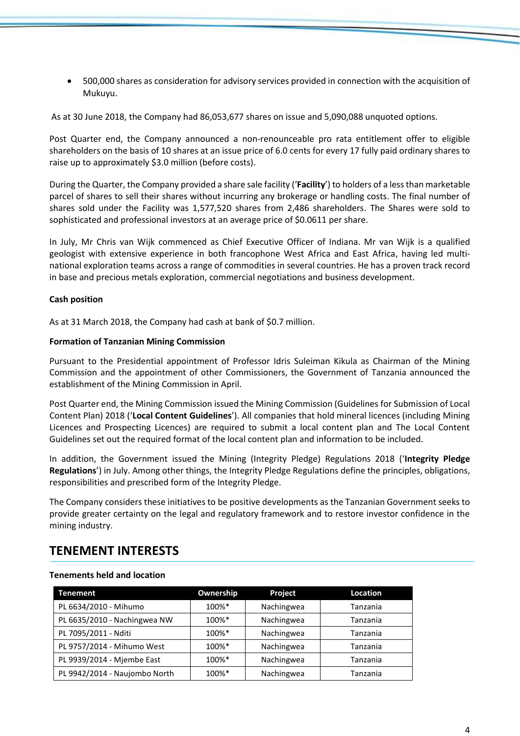- 500,000 shares as consideration for advisory services provided in connection with the acquisition of Mukuyu.

As at 30 June 2018, the Company had 86,053,677 shares on issue and 5,090,088 unquoted options.

Post Quarter end, the Company announced a non-renounceable pro rata entitlement offer to eligible shareholders on the basis of 10 shares at an issue price of 6.0 cents for every 17 fully paid ordinary shares to raise up to approximately $3.0 million (before costs).

During the Quarter, the Company provided a share sale facility ('**Facility**') to holders of a less than marketable parcel of shares to sell their shares without incurring any brokerage or handling costs. The final number of shares sold under the Facility was 1,577,520 shares from 2,486 shareholders. The Shares were sold to sophisticated and professional investors at an average price of $0.0611 per share.

In July, Mr Chris van Wijk commenced as Chief Executive Officer of Indiana. Mr van Wijk is a qualified geologist with extensive experience in both francophone West Africa and East Africa, having led multi-national exploration teams across a range of commodities in several countries. He has a proven track record in base and precious metals exploration, commercial negotiations and business development.

**Cash position**

As at 31 March 2018, the Company had cash at bank of $0.7 million.

**Formation of Tanzanian Mining Commission**

Pursuant to the Presidential appointment of Professor Idris Suleiman Kikula as Chairman of the Mining Commission and the appointment of other Commissioners, the Government of Tanzania announced the establishment of the Mining Commission in April.

Post Quarter end, the Mining Commission issued the Mining Commission (Guidelines for Submission of Local Content Plan) 2018 ('**Local Content Guidelines**'). All companies that hold mineral licences (including Mining Licences and Prospecting Licences) are required to submit a local content plan and The Local Content Guidelines set out the required format of the local content plan and information to be included.

In addition, the Government issued the Mining (Integrity Pledge) Regulations 2018 ('**Integrity Pledge Regulations**') in July. Among other things, the Integrity Pledge Regulations define the principles, obligations, responsibilities and prescribed form of the Integrity Pledge.

The Company considers these initiatives to be positive developments as the Tanzanian Government seeks to provide greater certainty on the legal and regulatory framework and to restore investor confidence in the mining industry.

## TENEMENT INTERESTS

**Tenements held and location**

| Tenement | Ownership | Project | Location |
|---|---|---|---|
| PL 6634/2010 - Mihumo | 100%* | Nachingwea | Tanzania |
| PL 6635/2010 - Nachingwea NW | 100%* | Nachingwea | Tanzania |
| PL 7095/2011 - Nditi | 100%* | Nachingwea | Tanzania |
| PL 9757/2014 - Mihumo West | 100%* | Nachingwea | Tanzania |
| PL 9939/2014 - Mjembe East | 100%* | Nachingwea | Tanzania |
| PL 9942/2014 - Naujombo North | 100%* | Nachingwea | Tanzania |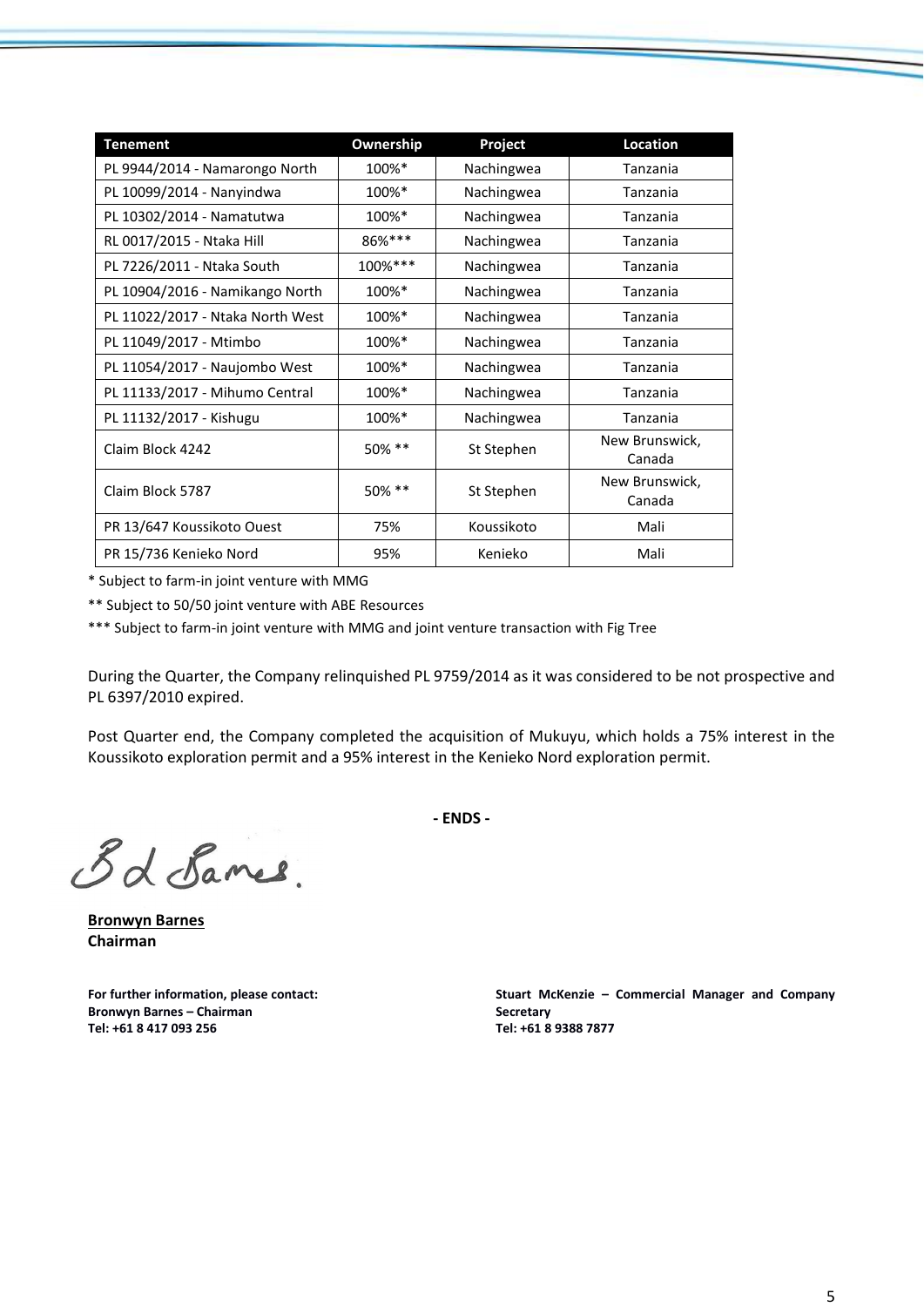| Tenement | Ownership | Project | Location |
| --- | --- | --- | --- |
| PL 9944/2014 - Namarongo North | 100%* | Nachingwea | Tanzania |
| PL 10099/2014 - Nanyindwa | 100%* | Nachingwea | Tanzania |
| PL 10302/2014 - Namatutwa | 100%* | Nachingwea | Tanzania |
| RL 0017/2015 - Ntaka Hill | 86%*** | Nachingwea | Tanzania |
| PL 7226/2011 - Ntaka South | 100%*** | Nachingwea | Tanzania |
| PL 10904/2016 - Namikango North | 100%* | Nachingwea | Tanzania |
| PL 11022/2017 - Ntaka North West | 100%* | Nachingwea | Tanzania |
| PL 11049/2017 - Mtimbo | 100%* | Nachingwea | Tanzania |
| PL 11054/2017 - Naujombo West | 100%* | Nachingwea | Tanzania |
| PL 11133/2017 - Mihumo Central | 100%* | Nachingwea | Tanzania |
| PL 11132/2017 - Kishugu | 100%* | Nachingwea | Tanzania |
| Claim Block 4242 | 50% ** | St Stephen | New Brunswick, Canada |
| Claim Block 5787 | 50% ** | St Stephen | New Brunswick, Canada |
| PR 13/647 Koussikoto Ouest | 75% | Koussikoto | Mali |
| PR 15/736 Kenieko Nord | 95% | Kenieko | Mali |

\* Subject to farm-in joint venture with MMG

** Subject to 50/50 joint venture with ABE Resources

*** Subject to farm-in joint venture with MMG and joint venture transaction with Fig Tree

During the Quarter, the Company relinquished PL 9759/2014 as it was considered to be not prospective and PL 6397/2010 expired.

Post Quarter end, the Company completed the acquisition of Mukuyu, which holds a 75% interest in the Koussikoto exploration permit and a 95% interest in the Kenieko Nord exploration permit.

**- ENDS -**

**Bronwyn Barnes**
**Chairman**

**For further information, please contact:**
**Bronwyn Barnes – Chairman**
**Tel: +61 8 417 093 256**

**Stuart McKenzie – Commercial Manager and Company Secretary**
**Tel: +61 8 9388 7877**